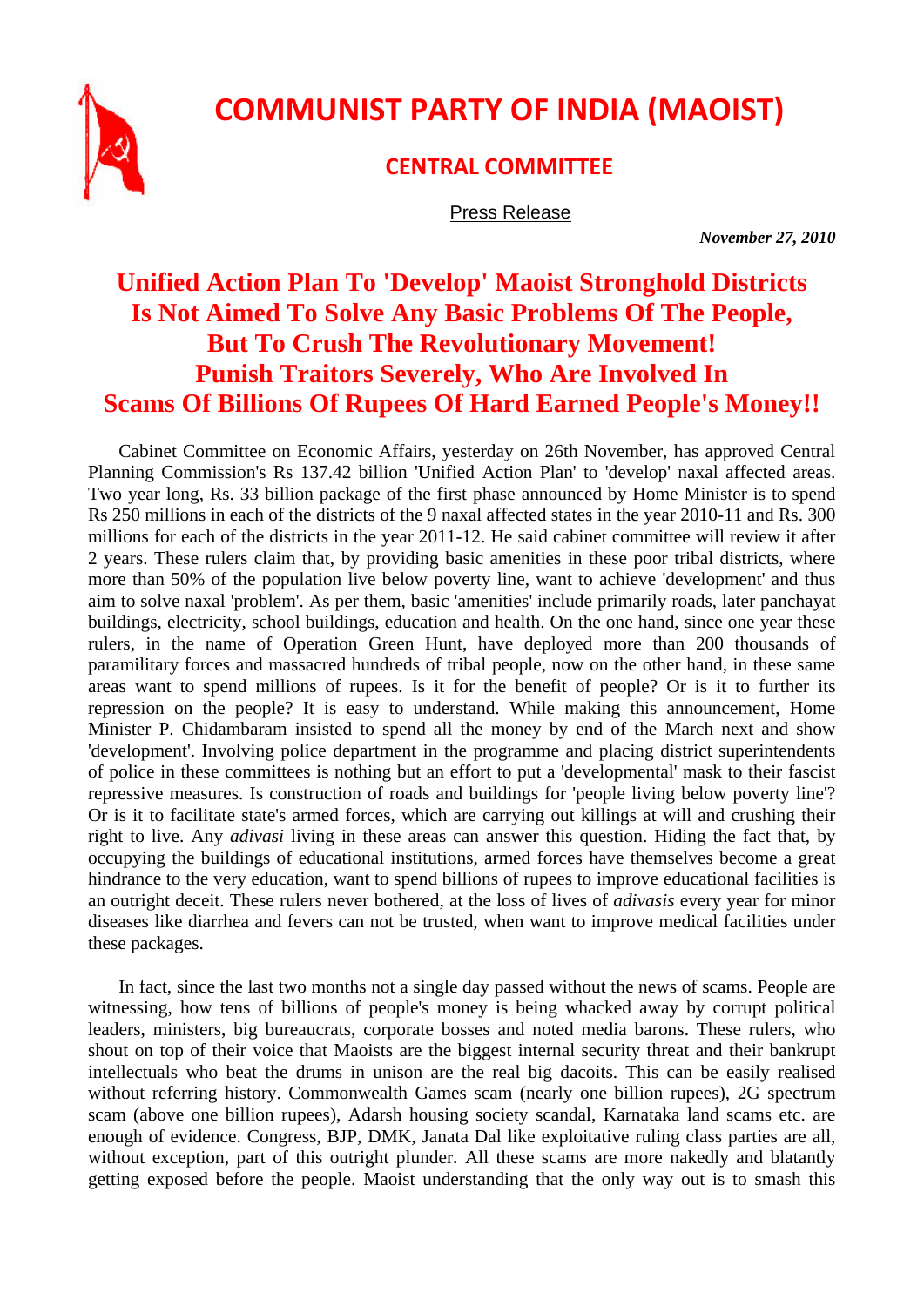# COMMUNIST PARTY OF INDIA (MAOIST)

## CENTRAL COMMITTEE

Press Release

***November 27, 2010***

## Unified Action Plan To 'Develop' Maoist Stronghold Districts Is Not Aimed To Solve Any Basic Problems Of The People, But To Crush The Revolutionary Movement! Punish Traitors Severely, Who Are Involved In Scams Of Billions Of Rupees Of Hard Earned People's Money!!

Cabinet Committee on Economic Affairs, yesterday on 26th November, has approved Central Planning Commission's Rs 137.42 billion 'Unified Action Plan' to 'develop' naxal affected areas. Two year long, Rs. 33 billion package of the first phase announced by Home Minister is to spend Rs 250 millions in each of the districts of the 9 naxal affected states in the year 2010-11 and Rs. 300 millions for each of the districts in the year 2011-12. He said cabinet committee will review it after 2 years. These rulers claim that, by providing basic amenities in these poor tribal districts, where more than 50% of the population live below poverty line, want to achieve 'development' and thus aim to solve naxal 'problem'. As per them, basic 'amenities' include primarily roads, later panchayat buildings, electricity, school buildings, education and health. On the one hand, since one year these rulers, in the name of Operation Green Hunt, have deployed more than 200 thousands of paramilitary forces and massacred hundreds of tribal people, now on the other hand, in these same areas want to spend millions of rupees. Is it for the benefit of people? Or is it to further its repression on the people? It is easy to understand. While making this announcement, Home Minister P. Chidambaram insisted to spend all the money by end of the March next and show 'development'. Involving police department in the programme and placing district superintendents of police in these committees is nothing but an effort to put a 'developmental' mask to their fascist repressive measures. Is construction of roads and buildings for 'people living below poverty line'? Or is it to facilitate state's armed forces, which are carrying out killings at will and crushing their right to live. Any *adivasi* living in these areas can answer this question. Hiding the fact that, by occupying the buildings of educational institutions, armed forces have themselves become a great hindrance to the very education, want to spend billions of rupees to improve educational facilities is an outright deceit. These rulers never bothered, at the loss of lives of *adivasis* every year for minor diseases like diarrhea and fevers can not be trusted, when want to improve medical facilities under these packages.

In fact, since the last two months not a single day passed without the news of scams. People are witnessing, how tens of billions of people's money is being whacked away by corrupt political leaders, ministers, big bureaucrats, corporate bosses and noted media barons. These rulers, who shout on top of their voice that Maoists are the biggest internal security threat and their bankrupt intellectuals who beat the drums in unison are the real big dacoits. This can be easily realised without referring history. Commonwealth Games scam (nearly one billion rupees), 2G spectrum scam (above one billion rupees), Adarsh housing society scandal, Karnataka land scams etc. are enough of evidence. Congress, BJP, DMK, Janata Dal like exploitative ruling class parties are all, without exception, part of this outright plunder. All these scams are more nakedly and blatantly getting exposed before the people. Maoist understanding that the only way out is to smash this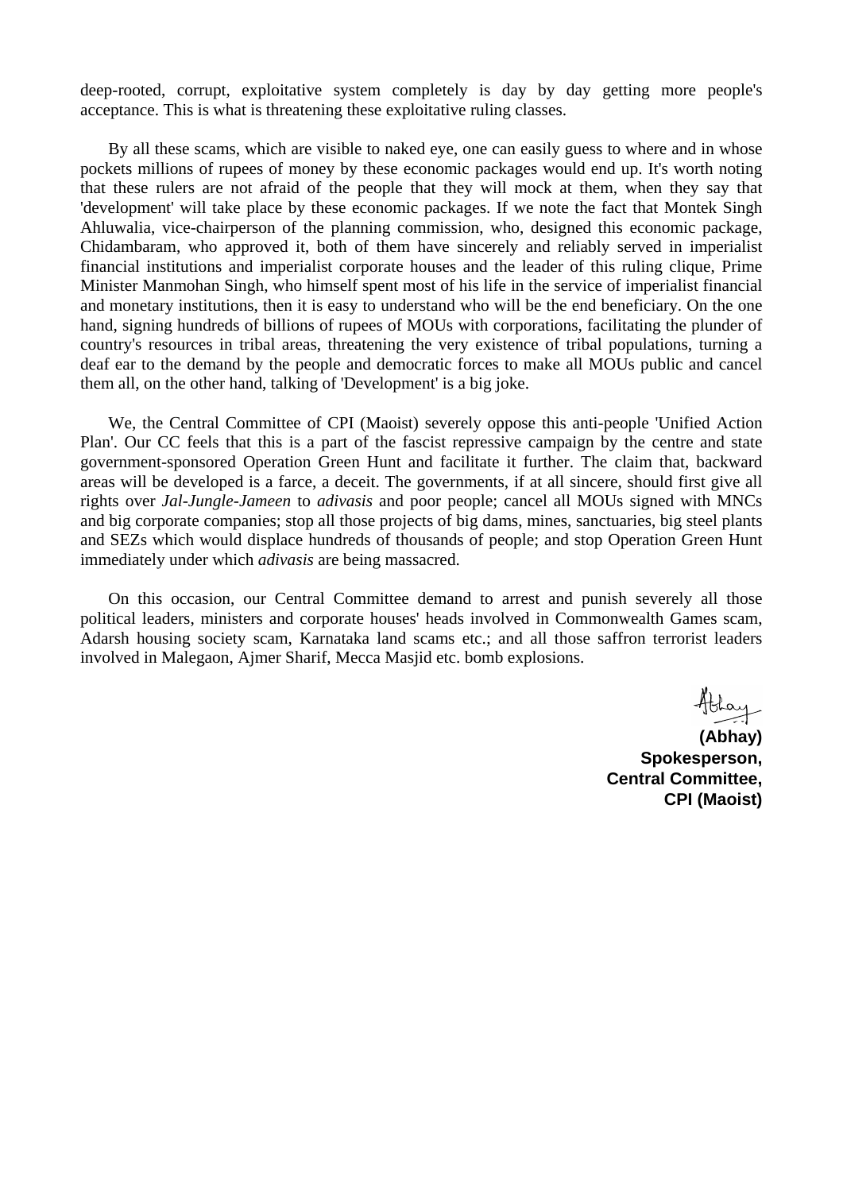deep-rooted, corrupt, exploitative system completely is day by day getting more people's acceptance. This is what is threatening these exploitative ruling classes.

By all these scams, which are visible to naked eye, one can easily guess to where and in whose pockets millions of rupees of money by these economic packages would end up. It's worth noting that these rulers are not afraid of the people that they will mock at them, when they say that 'development' will take place by these economic packages. If we note the fact that Montek Singh Ahluwalia, vice-chairperson of the planning commission, who, designed this economic package, Chidambaram, who approved it, both of them have sincerely and reliably served in imperialist financial institutions and imperialist corporate houses and the leader of this ruling clique, Prime Minister Manmohan Singh, who himself spent most of his life in the service of imperialist financial and monetary institutions, then it is easy to understand who will be the end beneficiary. On the one hand, signing hundreds of billions of rupees of MOUs with corporations, facilitating the plunder of country's resources in tribal areas, threatening the very existence of tribal populations, turning a deaf ear to the demand by the people and democratic forces to make all MOUs public and cancel them all, on the other hand, talking of 'Development' is a big joke.

We, the Central Committee of CPI (Maoist) severely oppose this anti-people 'Unified Action Plan'. Our CC feels that this is a part of the fascist repressive campaign by the centre and state government-sponsored Operation Green Hunt and facilitate it further. The claim that, backward areas will be developed is a farce, a deceit. The governments, if at all sincere, should first give all rights over *Jal-Jungle-Jameen* to *adivasis* and poor people; cancel all MOUs signed with MNCs and big corporate companies; stop all those projects of big dams, mines, sanctuaries, big steel plants and SEZs which would displace hundreds of thousands of people; and stop Operation Green Hunt immediately under which *adivasis* are being massacred.

On this occasion, our Central Committee demand to arrest and punish severely all those political leaders, ministers and corporate houses' heads involved in Commonwealth Games scam, Adarsh housing society scam, Karnataka land scams etc.; and all those saffron terrorist leaders involved in Malegaon, Ajmer Sharif, Mecca Masjid etc. bomb explosions.

Abhay

**(Abhay)**
**Spokesperson,**
**Central Committee,**
**CPI (Maoist)**